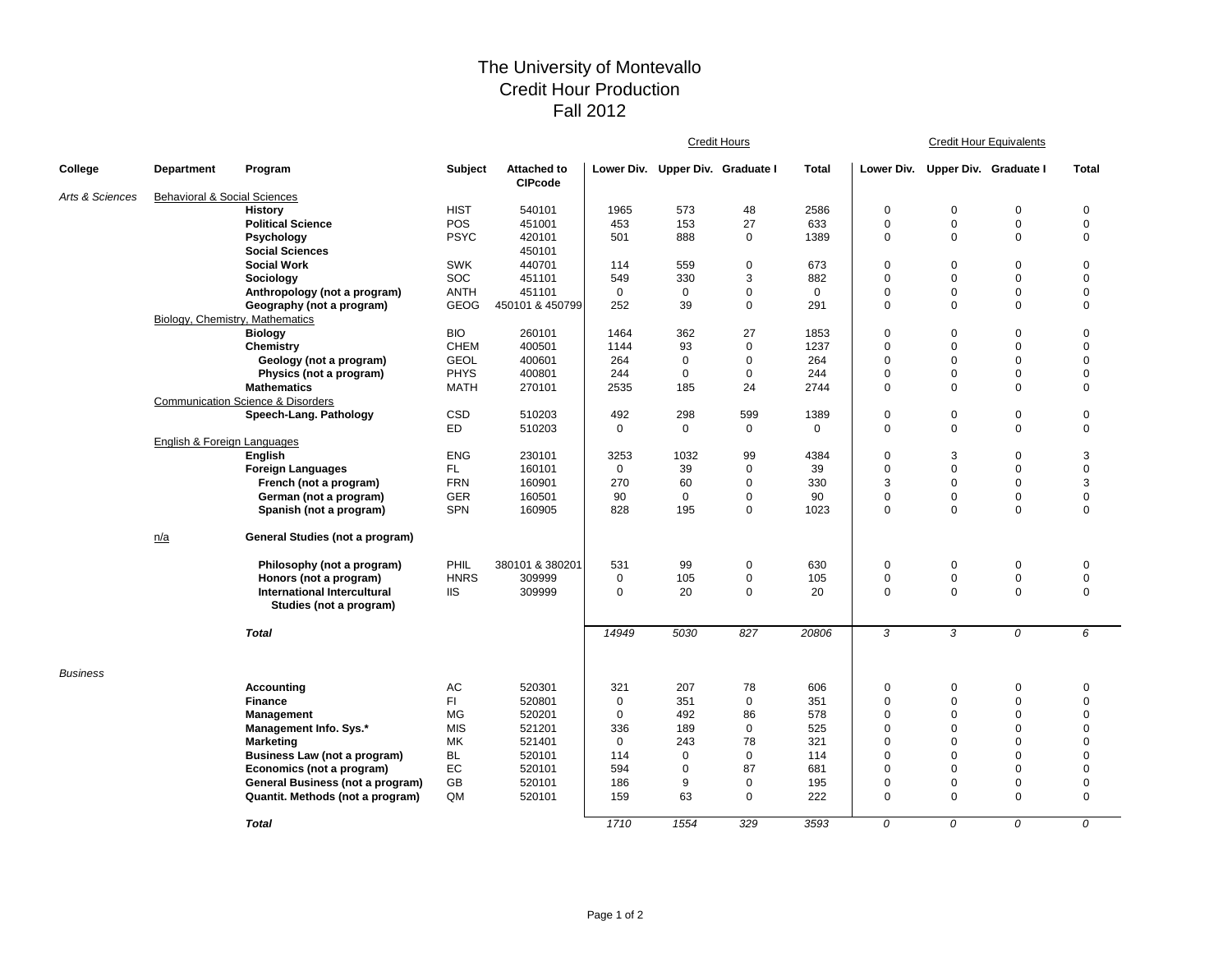# The University of Montevallo
## Credit Hour Production
## Fall 2012

| College | Department | Program | Subject | Attached to CIPcode | Credit Hours Lower Div. | Credit Hours Upper Div. | Credit Hours Graduate I | Credit Hours Total | Credit Hour Equivalents Lower Div. | Credit Hour Equivalents Upper Div. | Credit Hour Equivalents Graduate I | Credit Hour Equivalents Total |
|---|---|---|---|---|---|---|---|---|---|---|---|---|
| *Arts & Sciences* | Behavioral & Social Sciences | | | | | | | | | | | |
| | | **History** | HIST | 540101 | 1965 | 573 | 48 | 2586 | 0 | 0 | 0 | 0 |
| | | **Political Science** | POS | 451001 | 453 | 153 | 27 | 633 | 0 | 0 | 0 | 0 |
| | | **Psychology** | PSYC | 420101 | 501 | 888 | 0 | 1389 | 0 | 0 | 0 | 0 |
| | | **Social Sciences** | | 450101 | | | | | | | | |
| | | **Social Work** | SWK | 440701 | 114 | 559 | 0 | 673 | 0 | 0 | 0 | 0 |
| | | **Sociology** | SOC | 451101 | 549 | 330 | 3 | 882 | 0 | 0 | 0 | 0 |
| | | **Anthropology (not a program)** | ANTH | 451101 | 0 | 0 | 0 | 0 | 0 | 0 | 0 | 0 |
| | | **Geography (not a program)** | GEOG | 450101 & 450799 | 252 | 39 | 0 | 291 | 0 | 0 | 0 | 0 |
| | Biology, Chemistry, Mathematics | | | | | | | | | | | |
| | | **Biology** | BIO | 260101 | 1464 | 362 | 27 | 1853 | 0 | 0 | 0 | 0 |
| | | **Chemistry** | CHEM | 400501 | 1144 | 93 | 0 | 1237 | 0 | 0 | 0 | 0 |
| | | **Geology (not a program)** | GEOL | 400601 | 264 | 0 | 0 | 264 | 0 | 0 | 0 | 0 |
| | | **Physics (not a program)** | PHYS | 400801 | 244 | 0 | 0 | 244 | 0 | 0 | 0 | 0 |
| | | **Mathematics** | MATH | 270101 | 2535 | 185 | 24 | 2744 | 0 | 0 | 0 | 0 |
| | Communication Science & Disorders | | | | | | | | | | | |
| | | **Speech-Lang. Pathology** | CSD | 510203 | 492 | 298 | 599 | 1389 | 0 | 0 | 0 | 0 |
| | | | ED | 510203 | 0 | 0 | 0 | 0 | 0 | 0 | 0 | 0 |
| | English & Foreign Languages | | | | | | | | | | | |
| | | **English** | ENG | 230101 | 3253 | 1032 | 99 | 4384 | 0 | 3 | 0 | 3 |
| | | **Foreign Languages** | FL | 160101 | 0 | 39 | 0 | 39 | 0 | 0 | 0 | 0 |
| | | **French (not a program)** | FRN | 160901 | 270 | 60 | 0 | 330 | 3 | 0 | 0 | 3 |
| | | **German (not a program)** | GER | 160501 | 90 | 0 | 0 | 90 | 0 | 0 | 0 | 0 |
| | | **Spanish (not a program)** | SPN | 160905 | 828 | 195 | 0 | 1023 | 0 | 0 | 0 | 0 |
| | n/a | **General Studies (not a program)** | | | | | | | | | | |
| | | **Philosophy (not a program)** | PHIL | 380101 & 380201 | 531 | 99 | 0 | 630 | 0 | 0 | 0 | 0 |
| | | **Honors (not a program)** | HNRS | 309999 | 0 | 105 | 0 | 105 | 0 | 0 | 0 | 0 |
| | | **International Intercultural Studies (not a program)** | IIS | 309999 | 0 | 20 | 0 | 20 | 0 | 0 | 0 | 0 |
| | | ***Total*** | | | *14949* | *5030* | *827* | *20806* | *3* | *3* | *0* | *6* |
| *Business* | | | | | | | | | | | | |
| | | **Accounting** | AC | 520301 | 321 | 207 | 78 | 606 | 0 | 0 | 0 | 0 |
| | | **Finance** | FI | 520801 | 0 | 351 | 0 | 351 | 0 | 0 | 0 | 0 |
| | | **Management** | MG | 520201 | 0 | 492 | 86 | 578 | 0 | 0 | 0 | 0 |
| | | **Management Info. Sys.*** | MIS | 521201 | 336 | 189 | 0 | 525 | 0 | 0 | 0 | 0 |
| | | **Marketing** | MK | 521401 | 0 | 243 | 78 | 321 | 0 | 0 | 0 | 0 |
| | | **Business Law (not a program)** | BL | 520101 | 114 | 0 | 0 | 114 | 0 | 0 | 0 | 0 |
| | | **Economics (not a program)** | EC | 520101 | 594 | 0 | 87 | 681 | 0 | 0 | 0 | 0 |
| | | **General Business (not a program)** | GB | 520101 | 186 | 9 | 0 | 195 | 0 | 0 | 0 | 0 |
| | | **Quantit. Methods (not a program)** | QM | 520101 | 159 | 63 | 0 | 222 | 0 | 0 | 0 | 0 |
| | | ***Total*** | | | *1710* | *1554* | *329* | *3593* | *0* | *0* | *0* | *0* |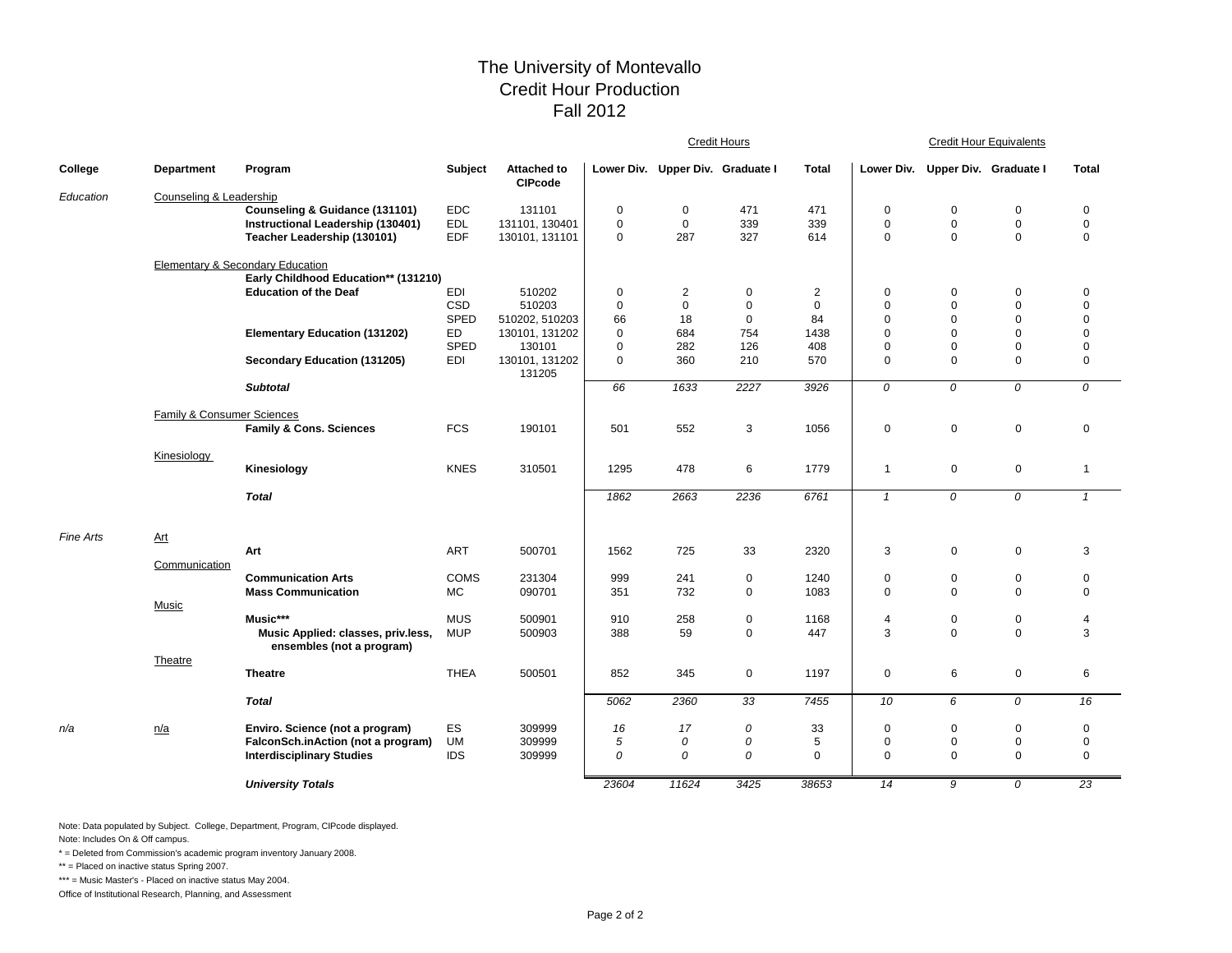# The University of Montevallo
## Credit Hour Production
## Fall 2012

| | | | | | Credit Hours | | | | Credit Hour Equivalents | | | |
|---|---|---|---|---|---|---|---|---|---|---|---|---|
| **College** | **Department** | **Program** | **Subject** | **Attached to CIPcode** | **Lower Div.** | **Upper Div.** | **Graduate I** | **Total** | **Lower Div.** | **Upper Div.** | **Graduate I** | **Total** |
| *Education* | Counseling & Leadership | | | | | | | | | | | |
| | | **Counseling & Guidance (131101)** | EDC | 131101 | 0 | 0 | 471 | 471 | 0 | 0 | 0 | 0 |
| | | **Instructional Leadership (130401)** | EDL | 131101, 130401 | 0 | 0 | 339 | 339 | 0 | 0 | 0 | 0 |
| | | **Teacher Leadership (130101)** | EDF | 130101, 131101 | 0 | 287 | 327 | 614 | 0 | 0 | 0 | 0 |
| | Elementary & Secondary Education | | | | | | | | | | | |
| | | **Early Childhood Education** (131210)** | | | | | | | | | | |
| | | **Education of the Deaf** | EDI | 510202 | 0 | 2 | 0 | 2 | 0 | 0 | 0 | 0 |
| | | | CSD | 510203 | 0 | 0 | 0 | 0 | 0 | 0 | 0 | 0 |
| | | | SPED | 510202, 510203 | 66 | 18 | 0 | 84 | 0 | 0 | 0 | 0 |
| | | **Elementary Education (131202)** | ED | 130101, 131202 | 0 | 684 | 754 | 1438 | 0 | 0 | 0 | 0 |
| | | | SPED | 130101 | 0 | 282 | 126 | 408 | 0 | 0 | 0 | 0 |
| | | **Secondary Education (131205)** | EDI | 130101, 131202 131205 | 0 | 360 | 210 | 570 | 0 | 0 | 0 | 0 |
| | | ***Subtotal*** | | | *66* | *1633* | *2227* | *3926* | *0* | *0* | *0* | *0* |
| | Family & Consumer Sciences | | | | | | | | | | | |
| | | **Family & Cons. Sciences** | FCS | 190101 | 501 | 552 | 3 | 1056 | 0 | 0 | 0 | 0 |
| | Kinesiology | | | | | | | | | | | |
| | | **Kinesiology** | KNES | 310501 | 1295 | 478 | 6 | 1779 | 1 | 0 | 0 | 1 |
| | | ***Total*** | | | *1862* | *2663* | *2236* | *6761* | *1* | *0* | *0* | *1* |
| *Fine Arts* | Art | | | | | | | | | | | |
| | | **Art** | ART | 500701 | 1562 | 725 | 33 | 2320 | 3 | 0 | 0 | 3 |
| | Communication | | | | | | | | | | | |
| | | **Communication Arts** | COMS | 231304 | 999 | 241 | 0 | 1240 | 0 | 0 | 0 | 0 |
| | | **Mass Communication** | MC | 090701 | 351 | 732 | 0 | 1083 | 0 | 0 | 0 | 0 |
| | Music | | | | | | | | | | | |
| | | **Music*** ** | MUS | 500901 | 910 | 258 | 0 | 1168 | 4 | 0 | 0 | 4 |
| | | **Music Applied: classes, priv.less, ensembles (not a program)** | MUP | 500903 | 388 | 59 | 0 | 447 | 3 | 0 | 0 | 3 |
| | Theatre | | | | | | | | | | | |
| | | **Theatre** | THEA | 500501 | 852 | 345 | 0 | 1197 | 0 | 6 | 0 | 6 |
| | | ***Total*** | | | *5062* | *2360* | *33* | *7455* | *10* | *6* | *0* | *16* |
| *n/a* | n/a | **Enviro. Science (not a program)** | ES | 309999 | *16* | *17* | *0* | 33 | 0 | 0 | 0 | 0 |
| | | **FalconSch.inAction (not a program)** | UM | 309999 | *5* | *0* | *0* | 5 | 0 | 0 | 0 | 0 |
| | | **Interdisciplinary Studies** | IDS | 309999 | *0* | *0* | *0* | 0 | 0 | 0 | 0 | 0 |
| | | ***University Totals*** | | | *23604* | *11624* | *3425* | *38653* | *14* | *9* | *0* | *23* |

Note: Data populated by Subject. College, Department, Program, CIPcode displayed.

Note: Includes On & Off campus.

* = Deleted from Commission's academic program inventory January 2008.

** = Placed on inactive status Spring 2007.

*** = Music Master's - Placed on inactive status May 2004.

Office of Institutional Research, Planning, and Assessment